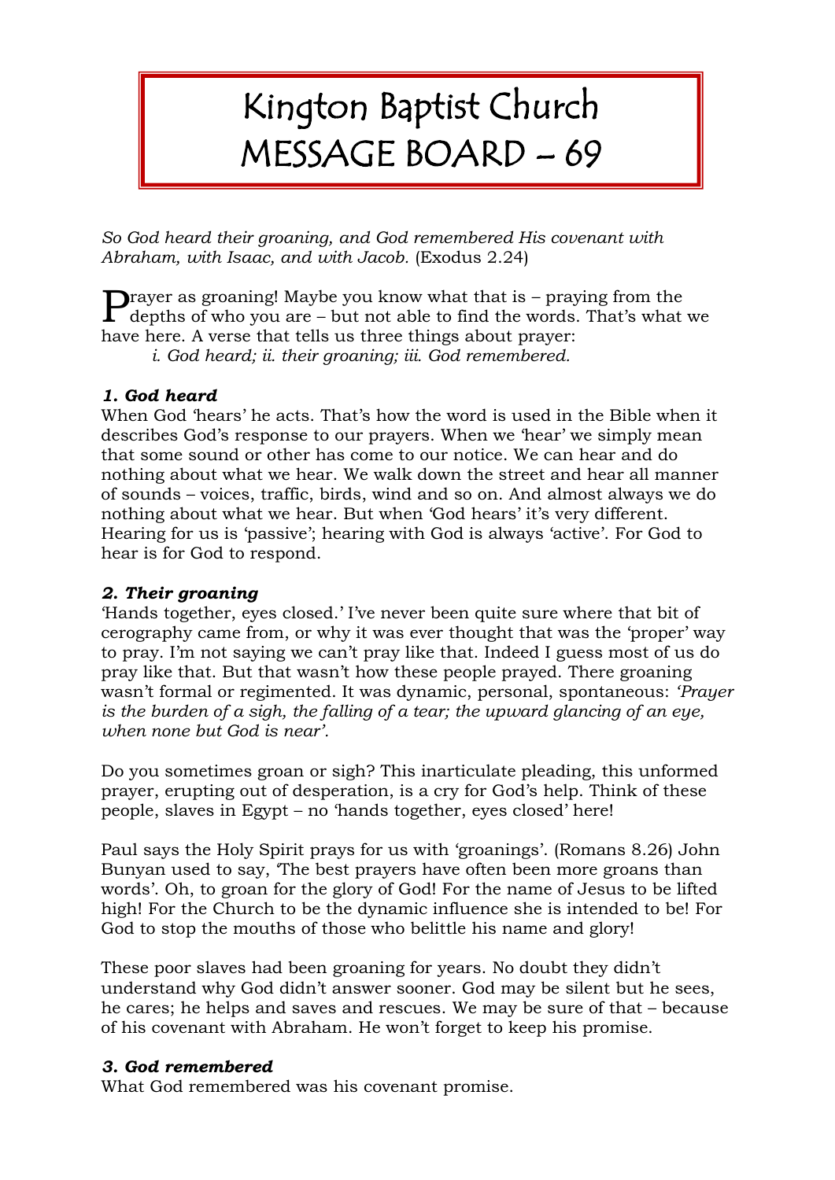# Kington Baptist Church MESSAGE BOARD – 69

*So God heard their groaning, and God remembered His covenant with Abraham, with Isaac, and with Jacob.* (Exodus 2.24)

Prayer as groaning! Maybe you know what that is – praying from the depths of who you are – but not able to find the words. That's what we have here. A verse that tells us three things about prayer:

*i. God heard; ii. their groaning; iii. God remembered.*

### *1. God heard*

When God 'hears' he acts. That's how the word is used in the Bible when it describes God's response to our prayers. When we 'hear' we simply mean that some sound or other has come to our notice. We can hear and do nothing about what we hear. We walk down the street and hear all manner of sounds – voices, traffic, birds, wind and so on. And almost always we do nothing about what we hear. But when 'God hears' it's very different. Hearing for us is 'passive'; hearing with God is always 'active'. For God to hear is for God to respond.

### *2. Their groaning*

'Hands together, eyes closed.' I've never been quite sure where that bit of cerography came from, or why it was ever thought that was the 'proper' way to pray. I'm not saying we can't pray like that. Indeed I guess most of us do pray like that. But that wasn't how these people prayed. There groaning wasn't formal or regimented. It was dynamic, personal, spontaneous: *'Prayer is the burden of a sigh, the falling of a tear; the upward glancing of an eye, when none but God is near'.*

Do you sometimes groan or sigh? This inarticulate pleading, this unformed prayer, erupting out of desperation, is a cry for God's help. Think of these people, slaves in Egypt – no 'hands together, eyes closed' here!

Paul says the Holy Spirit prays for us with 'groanings'. (Romans 8.26) John Bunyan used to say, 'The best prayers have often been more groans than words'. Oh, to groan for the glory of God! For the name of Jesus to be lifted high! For the Church to be the dynamic influence she is intended to be! For God to stop the mouths of those who belittle his name and glory!

These poor slaves had been groaning for years. No doubt they didn't understand why God didn't answer sooner. God may be silent but he sees, he cares; he helps and saves and rescues. We may be sure of that – because of his covenant with Abraham. He won't forget to keep his promise.

### *3. God remembered*

What God remembered was his covenant promise.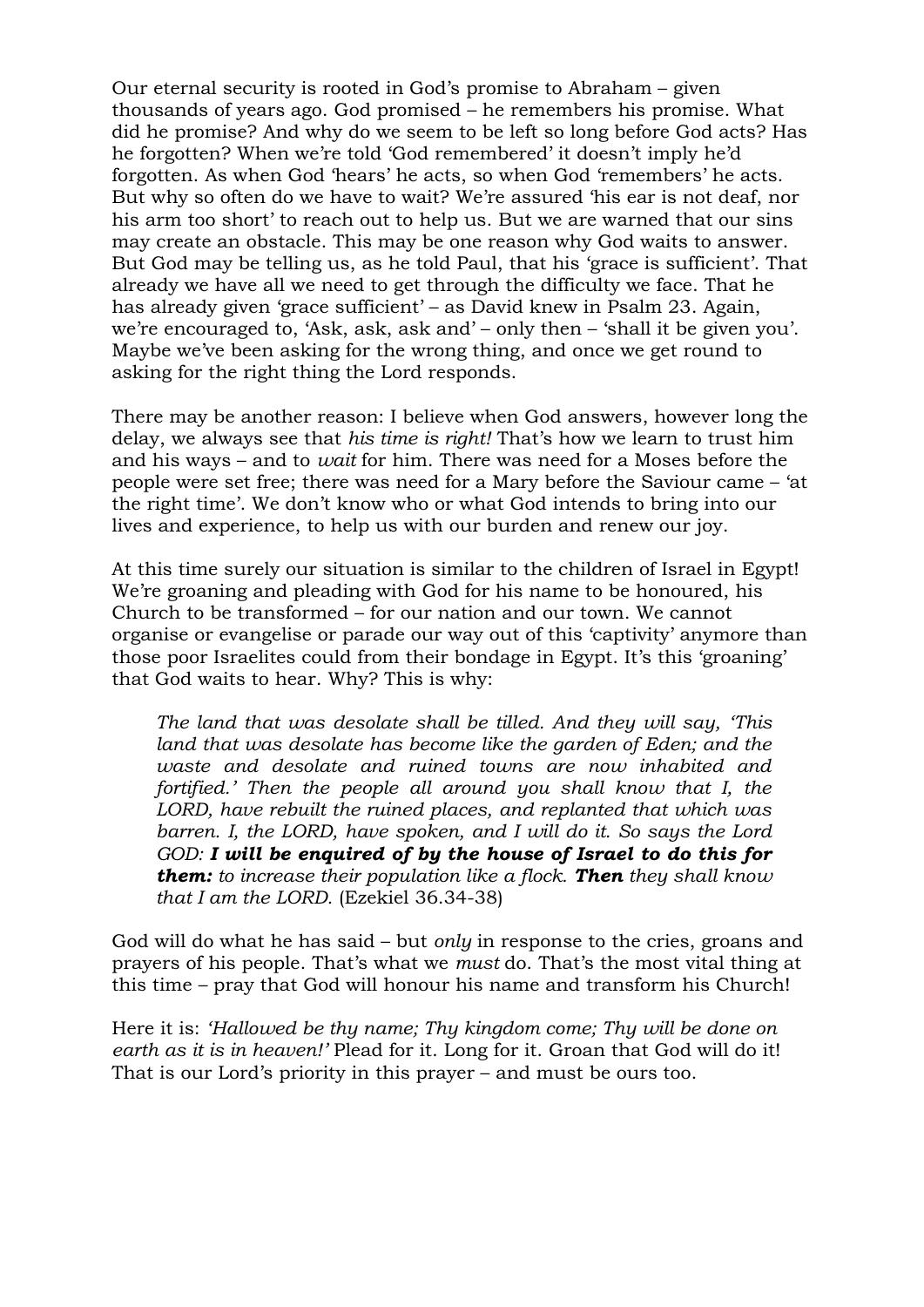Our eternal security is rooted in God's promise to Abraham – given thousands of years ago. God promised – he remembers his promise. What did he promise? And why do we seem to be left so long before God acts? Has he forgotten? When we're told 'God remembered' it doesn't imply he'd forgotten. As when God 'hears' he acts, so when God 'remembers' he acts. But why so often do we have to wait? We're assured 'his ear is not deaf, nor his arm too short' to reach out to help us. But we are warned that our sins may create an obstacle. This may be one reason why God waits to answer. But God may be telling us, as he told Paul, that his 'grace is sufficient'. That already we have all we need to get through the difficulty we face. That he has already given 'grace sufficient' – as David knew in Psalm 23. Again, we're encouraged to, 'Ask, ask, ask and' – only then – 'shall it be given you'. Maybe we've been asking for the wrong thing, and once we get round to asking for the right thing the Lord responds.

There may be another reason: I believe when God answers, however long the delay, we always see that *his time is right!* That's how we learn to trust him and his ways – and to *wait* for him. There was need for a Moses before the people were set free; there was need for a Mary before the Saviour came – 'at the right time'. We don't know who or what God intends to bring into our lives and experience, to help us with our burden and renew our joy.

At this time surely our situation is similar to the children of Israel in Egypt! We're groaning and pleading with God for his name to be honoured, his Church to be transformed – for our nation and our town. We cannot organise or evangelise or parade our way out of this 'captivity' anymore than those poor Israelites could from their bondage in Egypt. It's this 'groaning' that God waits to hear. Why? This is why:

> *The land that was desolate shall be tilled. And they will say, 'This land that was desolate has become like the garden of Eden; and the waste and desolate and ruined towns are now inhabited and fortified.' Then the people all around you shall know that I, the LORD, have rebuilt the ruined places, and replanted that which was barren. I, the LORD, have spoken, and I will do it. So says the Lord GOD:* ***I will be enquired of by the house of Israel to do this for them:*** *to increase their population like a flock.* ***Then*** *they shall know that I am the LORD.* (Ezekiel 36.34-38)

God will do what he has said – but *only* in response to the cries, groans and prayers of his people. That's what we *must* do. That's the most vital thing at this time – pray that God will honour his name and transform his Church!

Here it is: *'Hallowed be thy name; Thy kingdom come; Thy will be done on earth as it is in heaven!'* Plead for it. Long for it. Groan that God will do it! That is our Lord's priority in this prayer – and must be ours too.